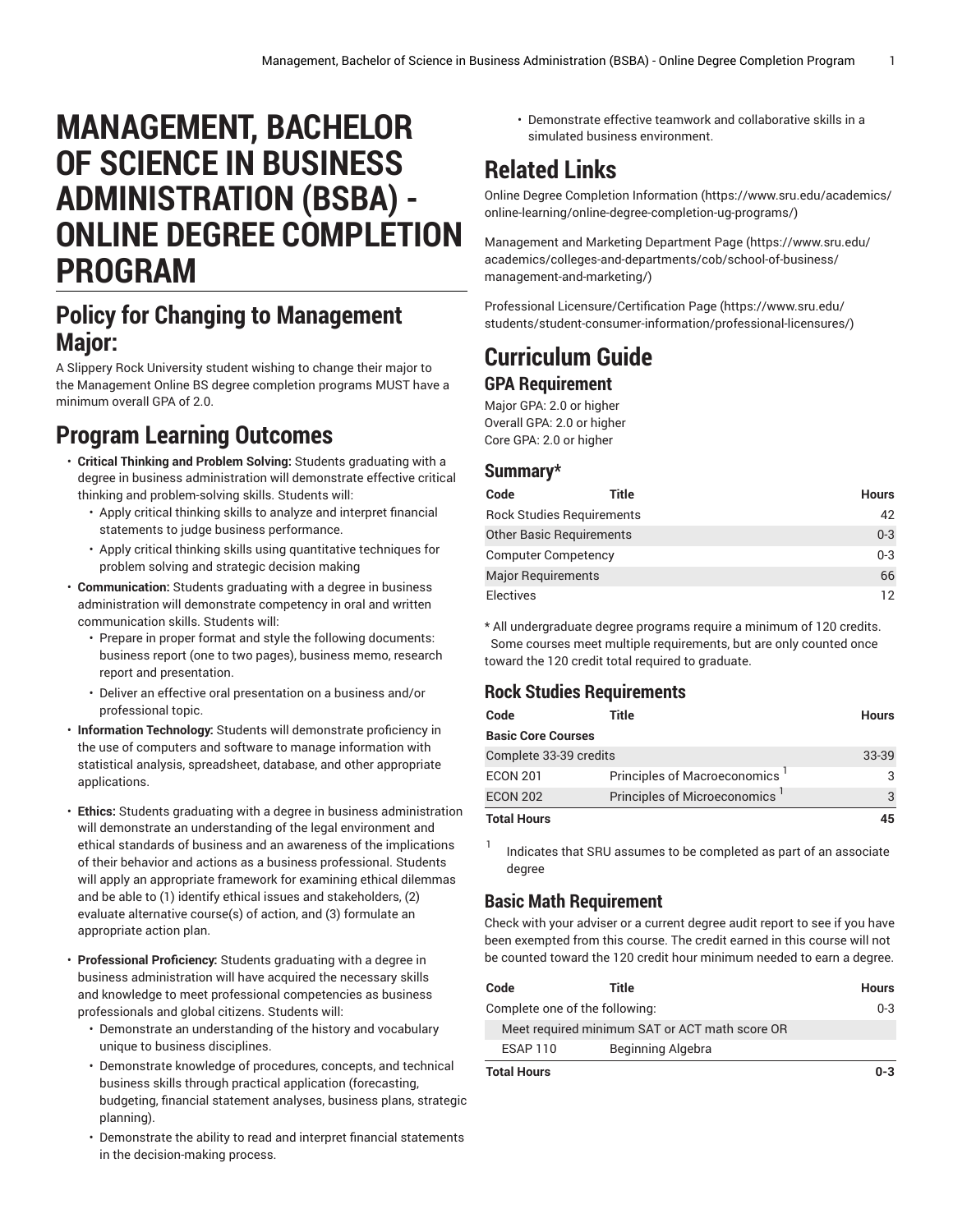# MANAGEMENT, BACHELOR OF SCIENCE IN BUSINESS ADMINISTRATION (BSBA) - ONLINE DEGREE COMPLETION PROGRAM

## Policy for Changing to Management Major:

A Slippery Rock University student wishing to change their major to the Management Online BS degree completion programs MUST have a minimum overall GPA of 2.0.

## Program Learning Outcomes

- **Critical Thinking and Problem Solving:** Students graduating with a degree in business administration will demonstrate effective critical thinking and problem-solving skills. Students will:
  - Apply critical thinking skills to analyze and interpret financial statements to judge business performance.
  - Apply critical thinking skills using quantitative techniques for problem solving and strategic decision making
- **Communication:** Students graduating with a degree in business administration will demonstrate competency in oral and written communication skills. Students will:
  - Prepare in proper format and style the following documents: business report (one to two pages), business memo, research report and presentation.
  - Deliver an effective oral presentation on a business and/or professional topic.
- **Information Technology:** Students will demonstrate proficiency in the use of computers and software to manage information with statistical analysis, spreadsheet, database, and other appropriate applications.
- **Ethics:** Students graduating with a degree in business administration will demonstrate an understanding of the legal environment and ethical standards of business and an awareness of the implications of their behavior and actions as a business professional. Students will apply an appropriate framework for examining ethical dilemmas and be able to (1) identify ethical issues and stakeholders, (2) evaluate alternative course(s) of action, and (3) formulate an appropriate action plan.
- **Professional Proficiency:** Students graduating with a degree in business administration will have acquired the necessary skills and knowledge to meet professional competencies as business professionals and global citizens. Students will:
  - Demonstrate an understanding of the history and vocabulary unique to business disciplines.
  - Demonstrate knowledge of procedures, concepts, and technical business skills through practical application (forecasting, budgeting, financial statement analyses, business plans, strategic planning).
  - Demonstrate the ability to read and interpret financial statements in the decision-making process.
  - Demonstrate effective teamwork and collaborative skills in a simulated business environment.

## Related Links

Online Degree Completion Information (https://www.sru.edu/academics/online-learning/online-degree-completion-ug-programs/)

Management and Marketing Department Page (https://www.sru.edu/academics/colleges-and-departments/cob/school-of-business/management-and-marketing/)

Professional Licensure/Certification Page (https://www.sru.edu/students/student-consumer-information/professional-licensures/)

## Curriculum Guide

### GPA Requirement

Major GPA: 2.0 or higher
Overall GPA: 2.0 or higher
Core GPA: 2.0 or higher

### Summary*

| Code | Title | Hours |
|---|---|---|
| Rock Studies Requirements | | 42 |
| Other Basic Requirements | | 0-3 |
| Computer Competency | | 0-3 |
| Major Requirements | | 66 |
| Electives | | 12 |

\* All undergraduate degree programs require a minimum of 120 credits. Some courses meet multiple requirements, but are only counted once toward the 120 credit total required to graduate.

### Rock Studies Requirements

| Code | Title | Hours |
|---|---|---|
| **Basic Core Courses** | | |
| Complete 33-39 credits | | 33-39 |
| ECON 201 | Principles of Macroeconomics [1] | 3 |
| ECON 202 | Principles of Microeconomics [1] | 3 |
| **Total Hours** | | **45** |

[1] Indicates that SRU assumes to be completed as part of an associate degree

### Basic Math Requirement

Check with your adviser or a current degree audit report to see if you have been exempted from this course. The credit earned in this course will not be counted toward the 120 credit hour minimum needed to earn a degree.

| Code | Title | Hours |
|---|---|---|
| Complete one of the following: | | 0-3 |
| Meet required minimum SAT or ACT math score OR | | |
| ESAP 110 | Beginning Algebra | |
| **Total Hours** | | **0-3** |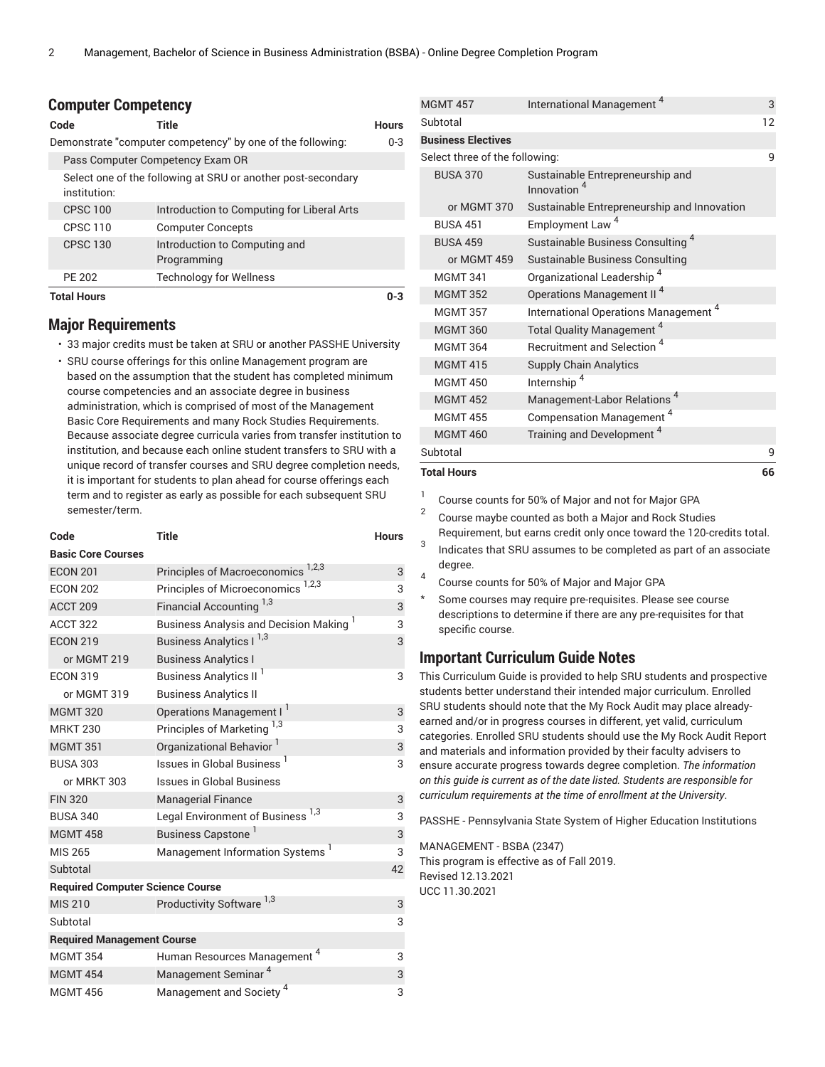## Computer Competency

| Code | Title | Hours |
| --- | --- | --- |
| Demonstrate "computer competency" by one of the following: | | 0-3 |
| Pass Computer Competency Exam OR | | |
| Select one of the following at SRU or another post-secondary institution: | | |
| CPSC 100 | Introduction to Computing for Liberal Arts | |
| CPSC 110 | Computer Concepts | |
| CPSC 130 | Introduction to Computing and Programming | |
| PE 202 | Technology for Wellness | |
| **Total Hours** | | **0-3** |

## Major Requirements

- 33 major credits must be taken at SRU or another PASSHE University
- SRU course offerings for this online Management program are based on the assumption that the student has completed minimum course competencies and an associate degree in business administration, which is comprised of most of the Management Basic Core Requirements and many Rock Studies Requirements. Because associate degree curricula varies from transfer institution to institution, and because each online student transfers to SRU with a unique record of transfer courses and SRU degree completion needs, it is important for students to plan ahead for course offerings each term and to register as early as possible for each subsequent SRU semester/term.

| Code | Title | Hours |
| --- | --- | --- |
| **Basic Core Courses** | | |
| ECON 201 | Principles of Macroeconomics [1,2,3] | 3 |
| ECON 202 | Principles of Microeconomics [1,2,3] | 3 |
| ACCT 209 | Financial Accounting [1,3] | 3 |
| ACCT 322 | Business Analysis and Decision Making [1] | 3 |
| ECON 219 | Business Analytics I [1,3] | 3 |
| or MGMT 219 | Business Analytics I | |
| ECON 319 | Business Analytics II [1] | 3 |
| or MGMT 319 | Business Analytics II | |
| MGMT 320 | Operations Management I [1] | 3 |
| MRKT 230 | Principles of Marketing [1,3] | 3 |
| MGMT 351 | Organizational Behavior [1] | 3 |
| BUSA 303 | Issues in Global Business [1] | 3 |
| or MRKT 303 | Issues in Global Business | |
| FIN 320 | Managerial Finance | 3 |
| BUSA 340 | Legal Environment of Business [1,3] | 3 |
| MGMT 458 | Business Capstone [1] | 3 |
| MIS 265 | Management Information Systems [1] | 3 |
| Subtotal | | 42 |
| **Required Computer Science Course** | | |
| MIS 210 | Productivity Software [1,3] | 3 |
| Subtotal | | 3 |
| **Required Management Course** | | |
| MGMT 354 | Human Resources Management [4] | 3 |
| MGMT 454 | Management Seminar [4] | 3 |
| MGMT 456 | Management and Society [4] | 3 |
| MGMT 457 | International Management [4] | 3 |
| Subtotal | | 12 |
| **Business Electives** | | |
| Select three of the following: | | 9 |
| BUSA 370 | Sustainable Entrepreneurship and Innovation [4] | |
| or MGMT 370 | Sustainable Entrepreneurship and Innovation | |
| BUSA 451 | Employment Law [4] | |
| BUSA 459 | Sustainable Business Consulting [4] | |
| or MGMT 459 | Sustainable Business Consulting | |
| MGMT 341 | Organizational Leadership [4] | |
| MGMT 352 | Operations Management II [4] | |
| MGMT 357 | International Operations Management [4] | |
| MGMT 360 | Total Quality Management [4] | |
| MGMT 364 | Recruitment and Selection [4] | |
| MGMT 415 | Supply Chain Analytics | |
| MGMT 450 | Internship [4] | |
| MGMT 452 | Management-Labor Relations [4] | |
| MGMT 455 | Compensation Management [4] | |
| MGMT 460 | Training and Development [4] | |
| Subtotal | | 9 |
| **Total Hours** | | **66** |

1. Course counts for 50% of Major and not for Major GPA
2. Course maybe counted as both a Major and Rock Studies Requirement, but earns credit only once toward the 120-credits total.
3. Indicates that SRU assumes to be completed as part of an associate degree.
4. Course counts for 50% of Major and Major GPA

\* Some courses may require pre-requisites. Please see course descriptions to determine if there are any pre-requisites for that specific course.

## Important Curriculum Guide Notes

This Curriculum Guide is provided to help SRU students and prospective students better understand their intended major curriculum. Enrolled SRU students should note that the My Rock Audit may place already-earned and/or in progress courses in different, yet valid, curriculum categories. Enrolled SRU students should use the My Rock Audit Report and materials and information provided by their faculty advisers to ensure accurate progress towards degree completion. *The information on this guide is current as of the date listed. Students are responsible for curriculum requirements at the time of enrollment at the University*.

PASSHE - Pennsylvania State System of Higher Education Institutions

MANAGEMENT - BSBA (2347)
This program is effective as of Fall 2019.
Revised 12.13.2021
UCC 11.30.2021